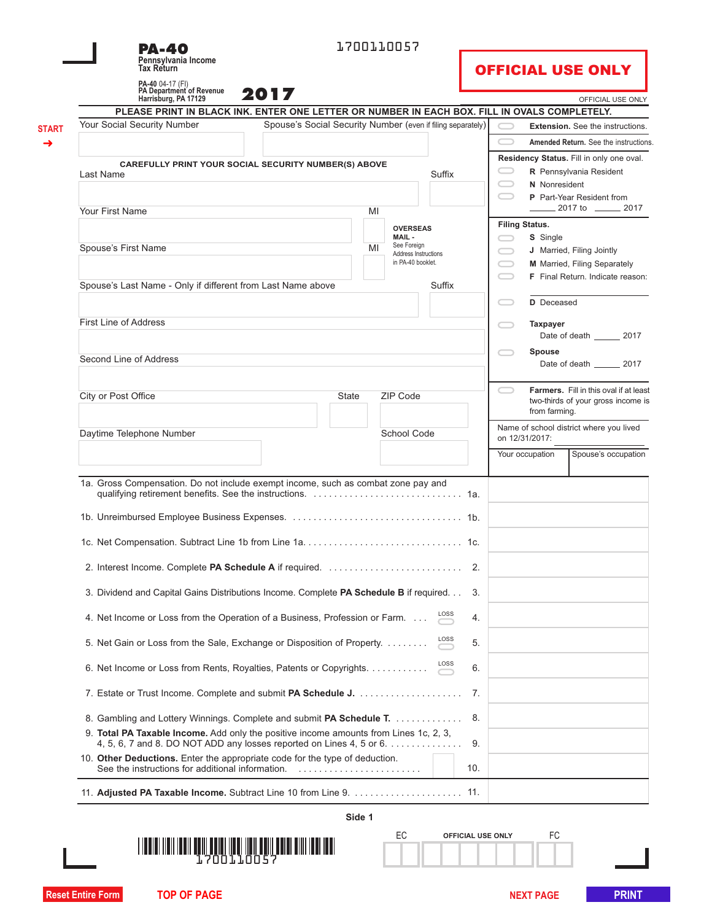1700110057

# PA-40

**Pennsylvania Income Tax Return**

PA-40 04-17 (FI)
PA Department of Revenue
Harrisburg, PA 17129

**2017**

**OFFICIAL USE ONLY**

OFFICIAL USE ONLY

**PLEASE PRINT IN BLACK INK. ENTER ONE LETTER OR NUMBER IN EACH BOX. FILL IN OVALS COMPLETELY.**

START →

Your Social Security Number

Spouse's Social Security Number (even if filing separately)

CAREFULLY PRINT YOUR SOCIAL SECURITY NUMBER(S) ABOVE

Last Name | Suffix

Your First Name | MI

**OVERSEAS MAIL -** See Foreign Address Instructions in PA-40 booklet.

Spouse's First Name | MI

Spouse's Last Name - Only if different from Last Name above | Suffix

First Line of Address

Second Line of Address

City or Post Office | State | ZIP Code

Daytime Telephone Number | School Code

**Extension.** See the instructions.

**Amended Return.** See the instructions.

**Residency Status.** Fill in only one oval.

- **R** Pennsylvania Resident
- **N** Nonresident
- **P** Part-Year Resident from ______ 2017 to ______ 2017

**Filing Status.**

- **S** Single
- **J** Married, Filing Jointly
- **M** Married, Filing Separately
- **F** Final Return. Indicate reason:
- **D** Deceased
- **Taxpayer** Date of death ______ 2017
- **Spouse** Date of death ______ 2017

**Farmers.** Fill in this oval if at least two-thirds of your gross income is from farming.

Name of school district where you lived on 12/31/2017: ______

Your occupation | Spouse's occupation

| Line | Description | Amount |
|---|---|---|
| 1a. | Gross Compensation. Do not include exempt income, such as combat zone pay and qualifying retirement benefits. See the instructions. | |
| 1b. | Unreimbursed Employee Business Expenses. | |
| 1c. | Net Compensation. Subtract Line 1b from Line 1a. | |
| 2. | Interest Income. Complete **PA Schedule A** if required. | |
| 3. | Dividend and Capital Gains Distributions Income. Complete **PA Schedule B** if required. | |
| 4. | Net Income or Loss from the Operation of a Business, Profession or Farm. (LOSS) | |
| 5. | Net Gain or Loss from the Sale, Exchange or Disposition of Property. (LOSS) | |
| 6. | Net Income or Loss from Rents, Royalties, Patents or Copyrights. (LOSS) | |
| 7. | Estate or Trust Income. Complete and submit **PA Schedule J.** | |
| 8. | Gambling and Lottery Winnings. Complete and submit **PA Schedule T.** | |
| 9. | **Total PA Taxable Income.** Add only the positive income amounts from Lines 1c, 2, 3, 4, 5, 6, 7 and 8. DO NOT ADD any losses reported on Lines 4, 5 or 6. | |
| 10. | **Other Deductions.** Enter the appropriate code for the type of deduction. See the instructions for additional information. | |
| 11. | **Adjusted PA Taxable Income.** Subtract Line 10 from Line 9. | |

Side 1

1700110057

EC | OFFICIAL USE ONLY | FC

Reset Entire Form | TOP OF PAGE | NEXT PAGE | PRINT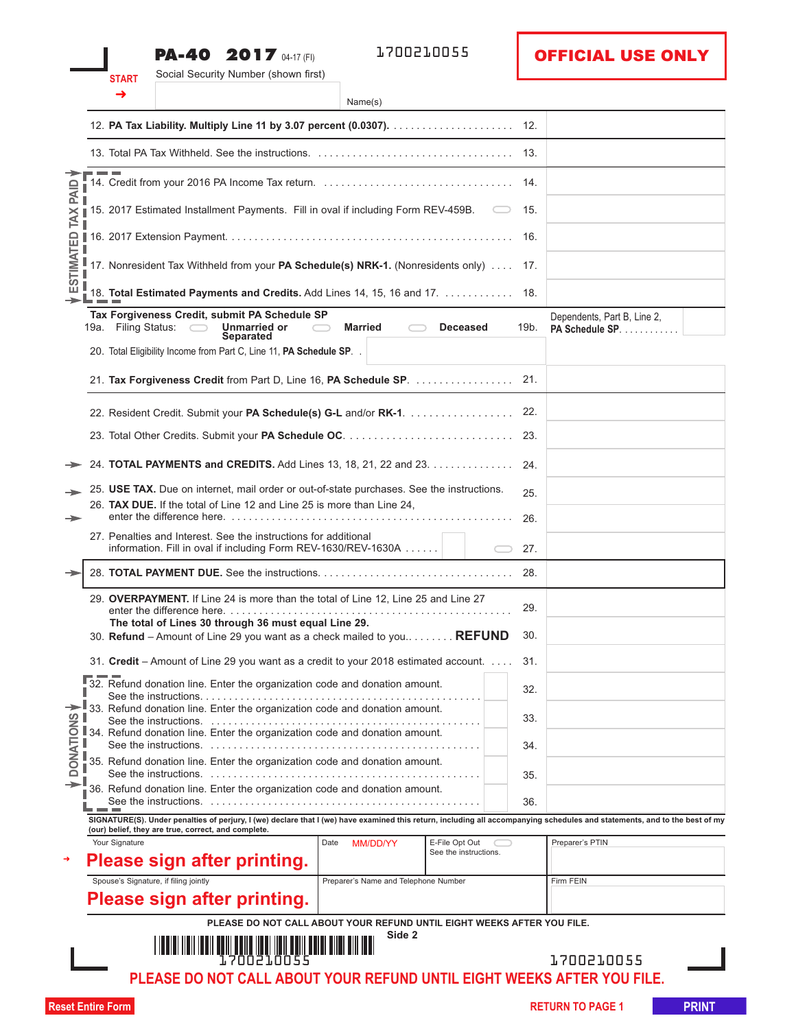PA-40 2017 04-17 (FI)

1700210055

**OFFICIAL USE ONLY**

START →

Social Security Number (shown first)

Name(s)

12. **PA Tax Liability. Multiply Line 11 by 3.07 percent (0.0307).** ...................... 12.

13. Total PA Tax Withheld. See the instructions. ...................... 13.

**ESTIMATED TAX PAID**

14. Credit from your 2016 PA Income Tax return. ...................... 14.

15. 2017 Estimated Installment Payments. Fill in oval if including Form REV-459B. ⬭ 15.

16. 2017 Extension Payment. ...................... 16.

17. Nonresident Tax Withheld from your **PA Schedule(s) NRK-1.** (Nonresidents only) .... 17.

18. **Total Estimated Payments and Credits.** Add Lines 14, 15, 16 and 17. ............ 18.

**Tax Forgiveness Credit, submit PA Schedule SP**

19a. Filing Status: ⬭ **Unmarried or Separated** ⬭ **Married** ⬭ **Deceased**

19b. Dependents, Part B, Line 2, **PA Schedule SP**. ...........

20. Total Eligibility Income from Part C, Line 11, **PA Schedule SP**. .

21. **Tax Forgiveness Credit** from Part D, Line 16, **PA Schedule SP**. ................. 21.

22. Resident Credit. Submit your **PA Schedule(s) G-L** and/or **RK-1**. ................. 22.

23. Total Other Credits. Submit your **PA Schedule OC**. ........................... 23.

24. **TOTAL PAYMENTS and CREDITS.** Add Lines 13, 18, 21, 22 and 23. ............... 24.

25. **USE TAX.** Due on internet, mail order or out-of-state purchases. See the instructions. 25.

26. **TAX DUE.** If the total of Line 12 and Line 25 is more than Line 24, enter the difference here. ...................... 26.

27. Penalties and Interest. See the instructions for additional information. Fill in oval if including Form REV-1630/REV-1630A ...... ⬭ 27.

28. **TOTAL PAYMENT DUE.** See the instructions. ...................... 28.

29. **OVERPAYMENT.** If Line 24 is more than the total of Line 12, Line 25 and Line 27 enter the difference here. ...................... 29.

**The total of Lines 30 through 36 must equal Line 29.**

30. **Refund** – Amount of Line 29 you want as a check mailed to you. ........ **REFUND** 30.

31. **Credit** – Amount of Line 29 you want as a credit to your 2018 estimated account. .... 31.

**DONATIONS**

32. Refund donation line. Enter the organization code and donation amount. See the instructions. ...................... 32.

33. Refund donation line. Enter the organization code and donation amount. See the instructions. ...................... 33.

34. Refund donation line. Enter the organization code and donation amount. See the instructions. ...................... 34.

35. Refund donation line. Enter the organization code and donation amount. See the instructions. ...................... 35.

36. Refund donation line. Enter the organization code and donation amount. See the instructions. ...................... 36.

**SIGNATURE(S). Under penalties of perjury, I (we) declare that I (we) have examined this return, including all accompanying schedules and statements, and to the best of my (our) belief, they are true, correct, and complete.**

| Your Signature | Date | E-File Opt Out ⬭ See the instructions. | Preparer's PTIN |
|---|---|---|---|
| Please sign after printing. | MM/DD/YY | | |
| Spouse's Signature, if filing jointly | Preparer's Name and Telephone Number | | Firm FEIN |
| Please sign after printing. | | | |

**PLEASE DO NOT CALL ABOUT YOUR REFUND UNTIL EIGHT WEEKS AFTER YOU FILE.**

Side 2

1700210055

1700210055

**PLEASE DO NOT CALL ABOUT YOUR REFUND UNTIL EIGHT WEEKS AFTER YOU FILE.**

Reset Entire Form RETURN TO PAGE 1 PRINT